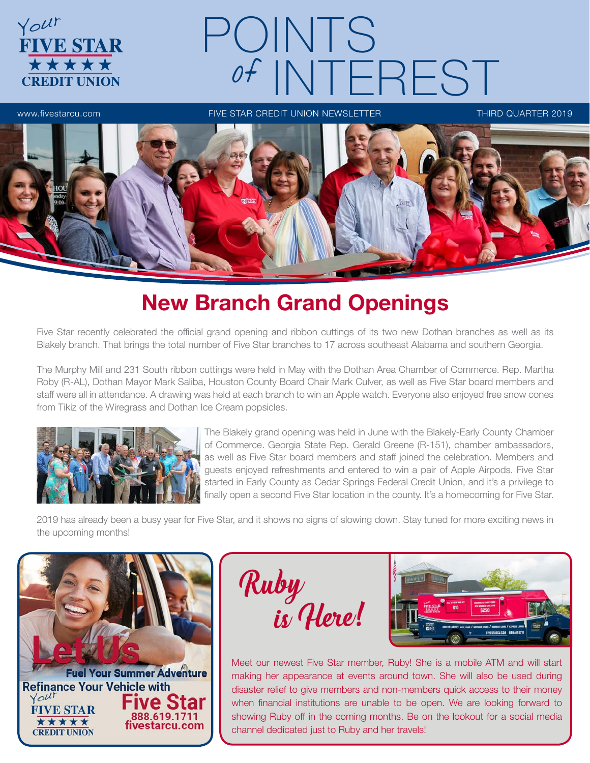Your FIVE STAR CREDIT UNION

# POINTS of INTEREST

www.fivestarcu.com | FIVE STAR CREDIT UNION NEWSLETTER | THIRD QUARTER 2019

## New Branch Grand Openings

Five Star recently celebrated the official grand opening and ribbon cuttings of its two new Dothan branches as well as its Blakely branch. That brings the total number of Five Star branches to 17 across southeast Alabama and southern Georgia.

The Murphy Mill and 231 South ribbon cuttings were held in May with the Dothan Area Chamber of Commerce. Rep. Martha Roby (R-AL), Dothan Mayor Mark Saliba, Houston County Board Chair Mark Culver, as well as Five Star board members and staff were all in attendance. A drawing was held at each branch to win an Apple watch. Everyone also enjoyed free snow cones from Tikiz of the Wiregrass and Dothan Ice Cream popsicles.

The Blakely grand opening was held in June with the Blakely-Early County Chamber of Commerce. Georgia State Rep. Gerald Greene (R-151), chamber ambassadors, as well as Five Star board members and staff joined the celebration. Members and guests enjoyed refreshments and entered to win a pair of Apple Airpods. Five Star started in Early County as Cedar Springs Federal Credit Union, and it's a privilege to finally open a second Five Star location in the county. It's a homecoming for Five Star.

2019 has already been a busy year for Five Star, and it shows no signs of slowing down. Stay tuned for more exciting news in the upcoming months!

**Let Us Fuel Your Summer Adventure**

**Refinance Your Vehicle with Five Star**

Your FIVE STAR CREDIT UNION

888.619.1711
fivestarcu.com

## Ruby is Here!

Meet our newest Five Star member, Ruby! She is a mobile ATM and will start making her appearance at events around town. She will also be used during disaster relief to give members and non-members quick access to their money when financial institutions are unable to be open. We are looking forward to showing Ruby off in the coming months. Be on the lookout for a social media channel dedicated just to Ruby and her travels!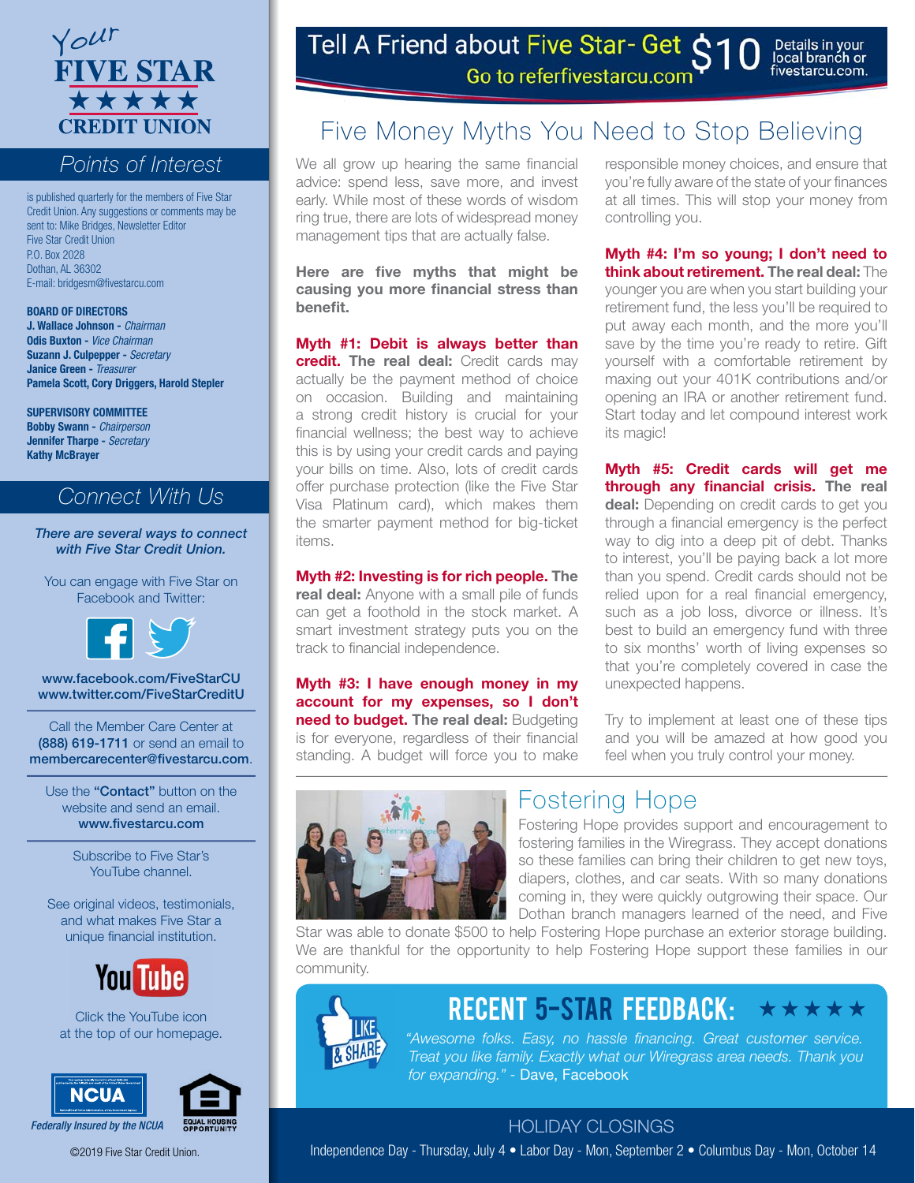# Your FIVE STAR ★★★★★ CREDIT UNION

## Points of Interest

is published quarterly for the members of Five Star Credit Union. Any suggestions or comments may be sent to: Mike Bridges, Newsletter Editor
Five Star Credit Union
P.O. Box 2028
Dothan, AL 36302
E-mail: bridgesm@fivestarcu.com

**BOARD OF DIRECTORS**
**J. Wallace Johnson** - *Chairman*
**Odis Buxton** - *Vice Chairman*
**Suzann J. Culpepper** - *Secretary*
**Janice Green** - *Treasurer*
**Pamela Scott, Cory Driggers, Harold Stepler**

**SUPERVISORY COMMITTEE**
**Bobby Swann** - *Chairperson*
**Jennifer Tharpe** - *Secretary*
**Kathy McBrayer**

## Connect With Us

***There are several ways to connect with Five Star Credit Union.***

You can engage with Five Star on Facebook and Twitter:

**www.facebook.com/FiveStarCU**
**www.twitter.com/FiveStarCreditU**

Call the Member Care Center at **(888) 619-1711** or send an email to **membercarecenter@fivestarcu.com**.

Use the **"Contact"** button on the website and send an email. **www.fivestarcu.com**

Subscribe to Five Star's YouTube channel.

See original videos, testimonials, and what makes Five Star a unique financial institution.

Click the YouTube icon at the top of our homepage.

*Federally Insured by the NCUA*

©2019 Five Star Credit Union.

---

**Tell A Friend about Five Star - Get $10** Go to referfivestarcu.com — Details in your local branch or fivestarcu.com.

## Five Money Myths You Need to Stop Believing

We all grow up hearing the same financial advice: spend less, save more, and invest early. While most of these words of wisdom ring true, there are lots of widespread money management tips that are actually false.

**Here are five myths that might be causing you more financial stress than benefit.**

**Myth #1: Debit is always better than credit. The real deal:** Credit cards may actually be the payment method of choice on occasion. Building and maintaining a strong credit history is crucial for your financial wellness; the best way to achieve this is by using your credit cards and paying your bills on time. Also, lots of credit cards offer purchase protection (like the Five Star Visa Platinum card), which makes them the smarter payment method for big-ticket items.

**Myth #2: Investing is for rich people. The real deal:** Anyone with a small pile of funds can get a foothold in the stock market. A smart investment strategy puts you on the track to financial independence.

**Myth #3: I have enough money in my account for my expenses, so I don't need to budget. The real deal:** Budgeting is for everyone, regardless of their financial standing. A budget will force you to make responsible money choices, and ensure that you're fully aware of the state of your finances at all times. This will stop your money from controlling you.

**Myth #4: I'm so young; I don't need to think about retirement. The real deal:** The younger you are when you start building your retirement fund, the less you'll be required to put away each month, and the more you'll save by the time you're ready to retire. Gift yourself with a comfortable retirement by maxing out your 401K contributions and/or opening an IRA or another retirement fund. Start today and let compound interest work its magic!

**Myth #5: Credit cards will get me through any financial crisis. The real deal:** Depending on credit cards to get you through a financial emergency is the perfect way to dig into a deep pit of debt. Thanks to interest, you'll be paying back a lot more than you spend. Credit cards should not be relied upon for a real financial emergency, such as a job loss, divorce or illness. It's best to build an emergency fund with three to six months' worth of living expenses so that you're completely covered in case the unexpected happens.

Try to implement at least one of these tips and you will be amazed at how good you feel when you truly control your money.

## Fostering Hope

Fostering Hope provides support and encouragement to fostering families in the Wiregrass. They accept donations so these families can bring their children to get new toys, diapers, clothes, and car seats. With so many donations coming in, they were quickly outgrowing their space. Our Dothan branch managers learned of the need, and Five Star was able to donate $500 to help Fostering Hope purchase an exterior storage building. We are thankful for the opportunity to help Fostering Hope support these families in our community.

## RECENT 5-STAR FEEDBACK: ★★★★★

*"Awesome folks. Easy, no hassle financing. Great customer service. Treat you like family. Exactly what our Wiregrass area needs. Thank you for expanding."* - Dave, Facebook

## HOLIDAY CLOSINGS

Independence Day - Thursday, July 4 • Labor Day - Mon, September 2 • Columbus Day - Mon, October 14